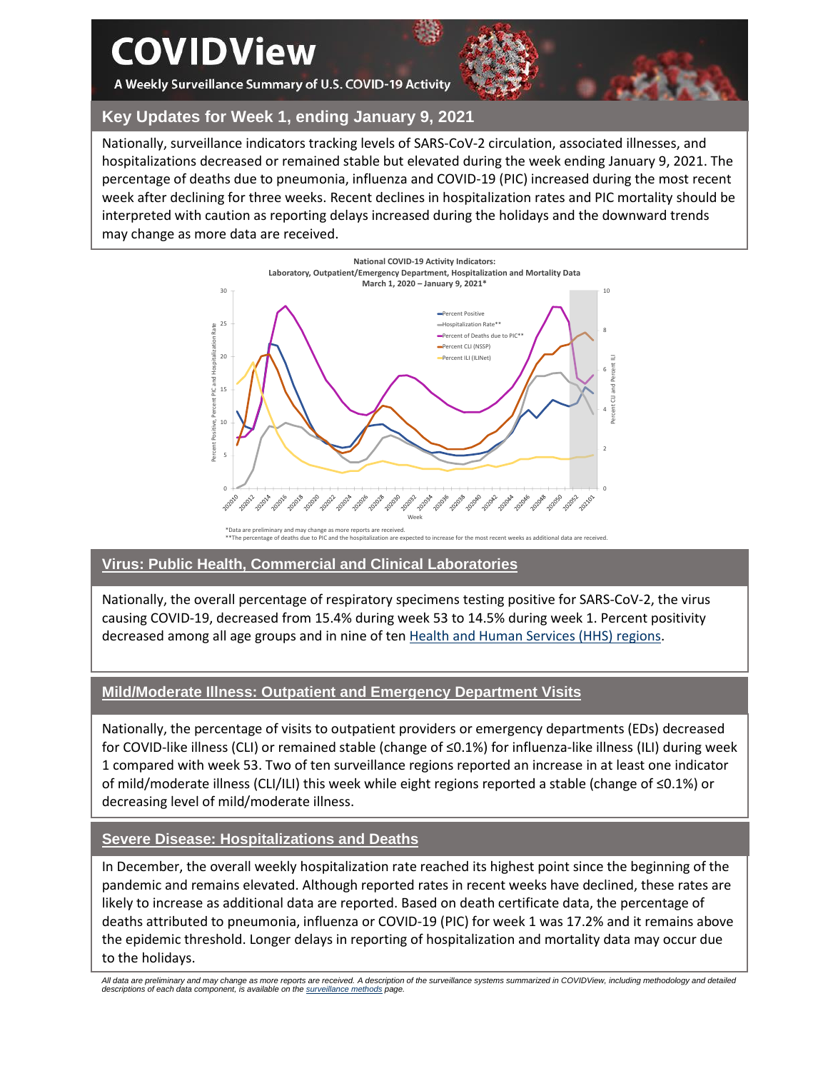# COVIDView

A Weekly Surveillance Summary of U.S. COVID-19 Activity

## Key Updates for Week 1, ending January 9, 2021

Nationally, surveillance indicators tracking levels of SARS-CoV-2 circulation, associated illnesses, and hospitalizations decreased or remained stable but elevated during the week ending January 9, 2021. The percentage of deaths due to pneumonia, influenza and COVID-19 (PIC) increased during the most recent week after declining for three weeks. Recent declines in hospitalization rates and PIC mortality should be interpreted with caution as reporting delays increased during the holidays and the downward trends may change as more data are received.

National COVID-19 Activity Indicators:
Laboratory, Outpatient/Emergency Department, Hospitalization and Mortality Data
March 1, 2020 – January 9, 2021*

Percent Positive
Hospitalization Rate**
Percent of Deaths due to PIC**
Percent CLI (NSSP)
Percent ILI (ILINet)

Percent Positive, Percent PIC and Hospitalization Rate
0
5
10
15
20
25
30

Percent CLI and Percent ILI
0
2
4
6
8
10

Week
202010
202012
202014
202016
202018
202020
202022
202024
202026
202028
202030
202032
202034
202036
202038
202040
202042
202044
202046
202048
202050
202052
202101

*Data are preliminary and may change as more reports are received.
**The percentage of deaths due to PIC and the hospitalization rate are expected to increase for the most recent weeks as additional data are received.

## Virus: Public Health, Commercial and Clinical Laboratories

Nationally, the overall percentage of respiratory specimens testing positive for SARS-CoV-2, the virus causing COVID-19, decreased from 15.4% during week 53 to 14.5% during week 1. Percent positivity decreased among all age groups and in nine of ten Health and Human Services (HHS) regions.

## Mild/Moderate Illness: Outpatient and Emergency Department Visits

Nationally, the percentage of visits to outpatient providers or emergency departments (EDs) decreased for COVID-like illness (CLI) or remained stable (change of ≤0.1%) for influenza-like illness (ILI) during week 1 compared with week 53. Two of ten surveillance regions reported an increase in at least one indicator of mild/moderate illness (CLI/ILI) this week while eight regions reported a stable (change of ≤0.1%) or decreasing level of mild/moderate illness.

## Severe Disease: Hospitalizations and Deaths

In December, the overall weekly hospitalization rate reached its highest point since the beginning of the pandemic and remains elevated. Although reported rates in recent weeks have declined, these rates are likely to increase as additional data are reported. Based on death certificate data, the percentage of deaths attributed to pneumonia, influenza or COVID-19 (PIC) for week 1 was 17.2% and it remains above the epidemic threshold. Longer delays in reporting of hospitalization and mortality data may occur due to the holidays.

*All data are preliminary and may change as more reports are received. A description of the surveillance systems summarized in COVIDView, including methodology and detailed descriptions of each data component, is available on the surveillance methods page.*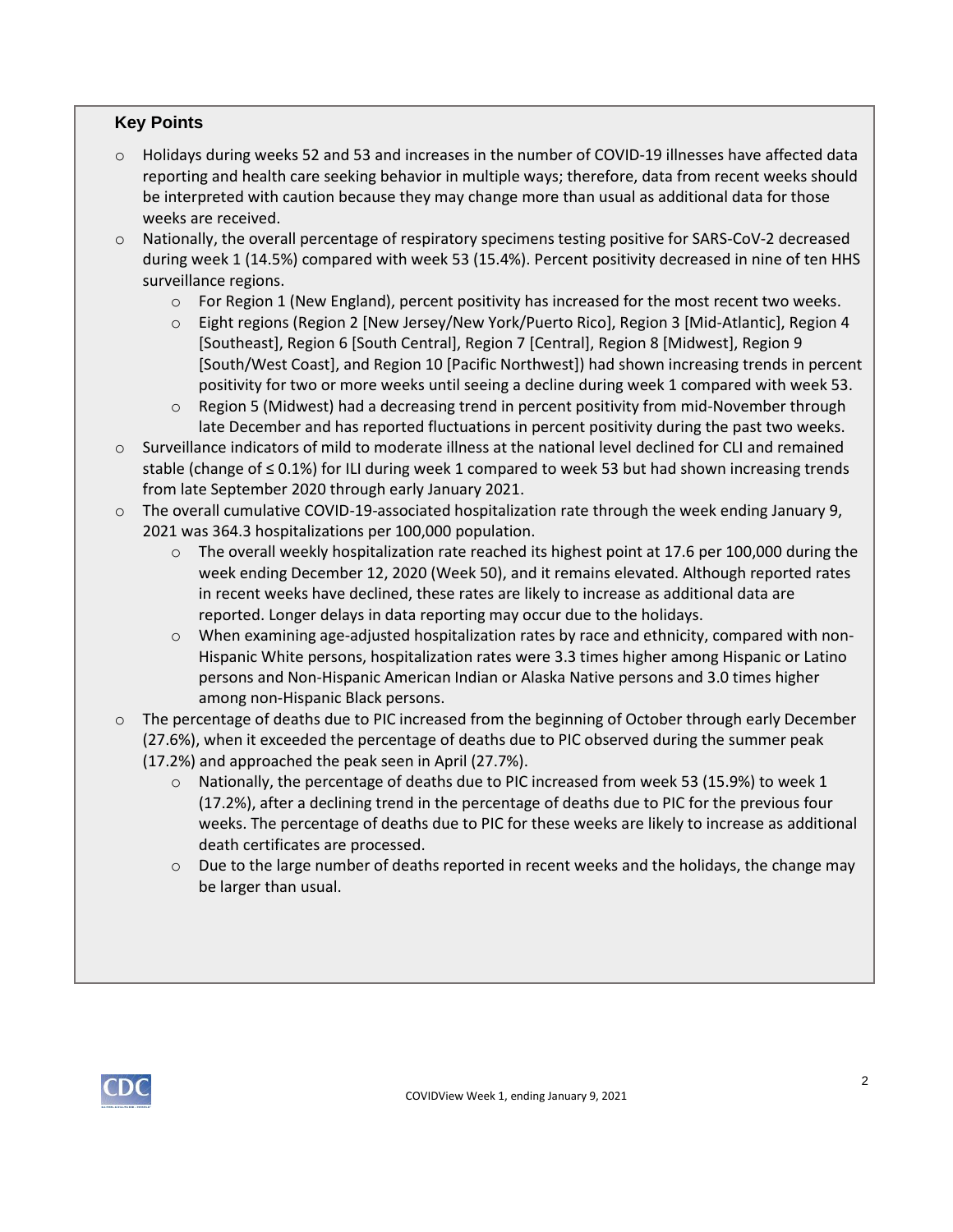### Key Points

- Holidays during weeks 52 and 53 and increases in the number of COVID-19 illnesses have affected data reporting and health care seeking behavior in multiple ways; therefore, data from recent weeks should be interpreted with caution because they may change more than usual as additional data for those weeks are received.
- Nationally, the overall percentage of respiratory specimens testing positive for SARS-CoV-2 decreased during week 1 (14.5%) compared with week 53 (15.4%). Percent positivity decreased in nine of ten HHS surveillance regions.
  - For Region 1 (New England), percent positivity has increased for the most recent two weeks.
  - Eight regions (Region 2 [New Jersey/New York/Puerto Rico], Region 3 [Mid-Atlantic], Region 4 [Southeast], Region 6 [South Central], Region 7 [Central], Region 8 [Midwest], Region 9 [South/West Coast], and Region 10 [Pacific Northwest]) had shown increasing trends in percent positivity for two or more weeks until seeing a decline during week 1 compared with week 53.
  - Region 5 (Midwest) had a decreasing trend in percent positivity from mid-November through late December and has reported fluctuations in percent positivity during the past two weeks.
- Surveillance indicators of mild to moderate illness at the national level declined for CLI and remained stable (change of ≤ 0.1%) for ILI during week 1 compared to week 53 but had shown increasing trends from late September 2020 through early January 2021.
- The overall cumulative COVID-19-associated hospitalization rate through the week ending January 9, 2021 was 364.3 hospitalizations per 100,000 population.
  - The overall weekly hospitalization rate reached its highest point at 17.6 per 100,000 during the week ending December 12, 2020 (Week 50), and it remains elevated. Although reported rates in recent weeks have declined, these rates are likely to increase as additional data are reported. Longer delays in data reporting may occur due to the holidays.
  - When examining age-adjusted hospitalization rates by race and ethnicity, compared with non-Hispanic White persons, hospitalization rates were 3.3 times higher among Hispanic or Latino persons and Non-Hispanic American Indian or Alaska Native persons and 3.0 times higher among non-Hispanic Black persons.
- The percentage of deaths due to PIC increased from the beginning of October through early December (27.6%), when it exceeded the percentage of deaths due to PIC observed during the summer peak (17.2%) and approached the peak seen in April (27.7%).
  - Nationally, the percentage of deaths due to PIC increased from week 53 (15.9%) to week 1 (17.2%), after a declining trend in the percentage of deaths due to PIC for the previous four weeks. The percentage of deaths due to PIC for these weeks are likely to increase as additional death certificates are processed.
  - Due to the large number of deaths reported in recent weeks and the holidays, the change may be larger than usual.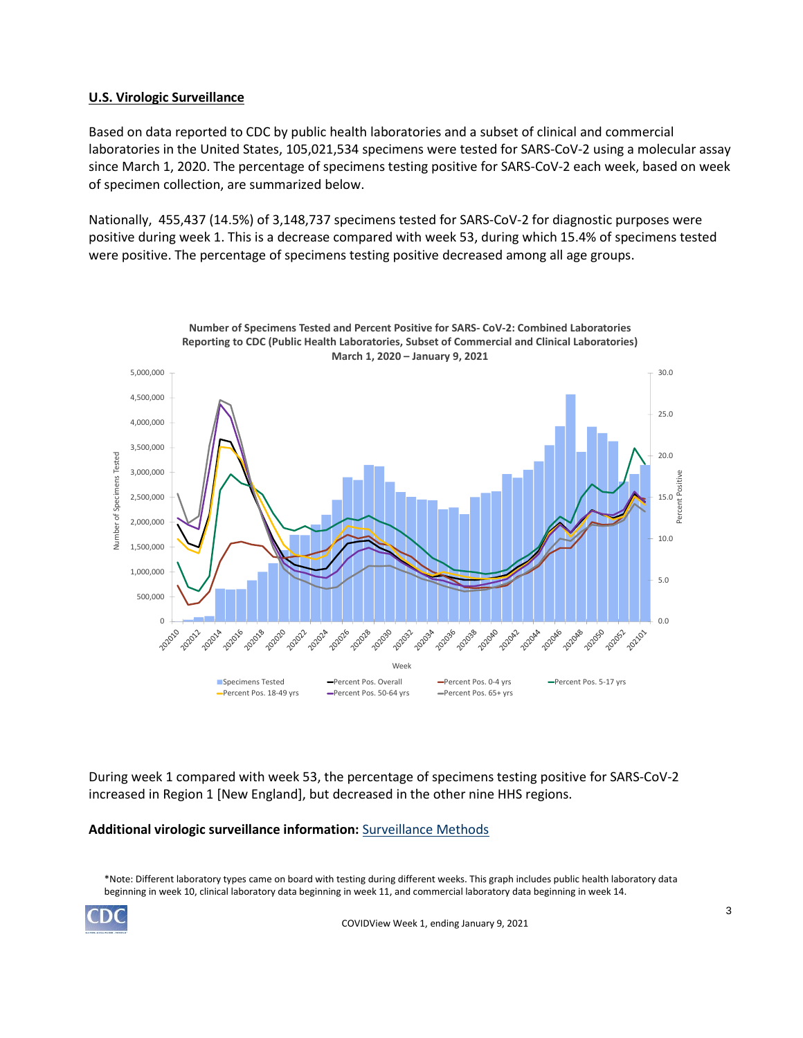## U.S. Virologic Surveillance

Based on data reported to CDC by public health laboratories and a subset of clinical and commercial laboratories in the United States, 105,021,534 specimens were tested for SARS-CoV-2 using a molecular assay since March 1, 2020. The percentage of specimens testing positive for SARS-CoV-2 each week, based on week of specimen collection, are summarized below.

Nationally, 455,437 (14.5%) of 3,148,737 specimens tested for SARS-CoV-2 for diagnostic purposes were positive during week 1. This is a decrease compared with week 53, during which 15.4% of specimens tested were positive. The percentage of specimens testing positive decreased among all age groups.

**Number of Specimens Tested and Percent Positive for SARS- CoV-2: Combined Laboratories Reporting to CDC (Public Health Laboratories, Subset of Commercial and Clinical Laboratories) March 1, 2020 – January 9, 2021**

Number of Specimens Tested

5,000,000
4,500,000
4,000,000
3,500,000
3,000,000
2,500,000
2,000,000
1,500,000
1,000,000
500,000
0

Percent Positive

30.0
25.0
20.0
15.0
10.0
5.0
0.0

Week

202010 202012 202014 202016 202018 202020 202022 202024 202026 202028 202030 202032 202034 202036 202038 202040 202042 202044 202046 202048 202050 202052 202101

Specimens Tested
Percent Pos. Overall
Percent Pos. 0-4 yrs
Percent Pos. 5-17 yrs
Percent Pos. 18-49 yrs
Percent Pos. 50-64 yrs
Percent Pos. 65+ yrs

During week 1 compared with week 53, the percentage of specimens testing positive for SARS-CoV-2 increased in Region 1 [New England], but decreased in the other nine HHS regions.

**Additional virologic surveillance information:** Surveillance Methods

*Note: Different laboratory types came on board with testing during different weeks. This graph includes public health laboratory data beginning in week 10, clinical laboratory data beginning in week 11, and commercial laboratory data beginning in week 14.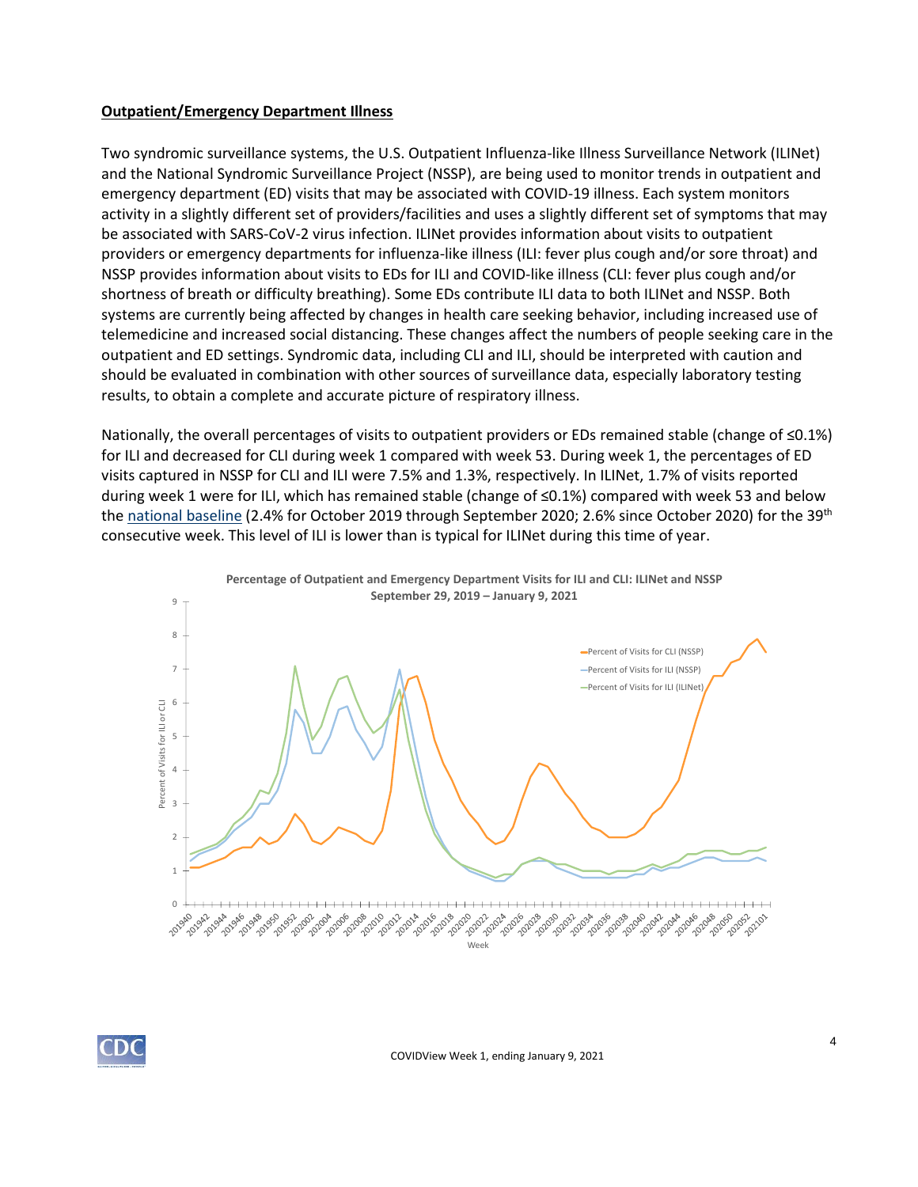**Outpatient/Emergency Department Illness**

Two syndromic surveillance systems, the U.S. Outpatient Influenza-like Illness Surveillance Network (ILINet) and the National Syndromic Surveillance Project (NSSP), are being used to monitor trends in outpatient and emergency department (ED) visits that may be associated with COVID-19 illness. Each system monitors activity in a slightly different set of providers/facilities and uses a slightly different set of symptoms that may be associated with SARS-CoV-2 virus infection. ILINet provides information about visits to outpatient providers or emergency departments for influenza-like illness (ILI: fever plus cough and/or sore throat) and NSSP provides information about visits to EDs for ILI and COVID-like illness (CLI: fever plus cough and/or shortness of breath or difficulty breathing). Some EDs contribute ILI data to both ILINet and NSSP. Both systems are currently being affected by changes in health care seeking behavior, including increased use of telemedicine and increased social distancing. These changes affect the numbers of people seeking care in the outpatient and ED settings. Syndromic data, including CLI and ILI, should be interpreted with caution and should be evaluated in combination with other sources of surveillance data, especially laboratory testing results, to obtain a complete and accurate picture of respiratory illness.

Nationally, the overall percentages of visits to outpatient providers or EDs remained stable (change of ≤0.1%) for ILI and decreased for CLI during week 1 compared with week 53. During week 1, the percentages of ED visits captured in NSSP for CLI and ILI were 7.5% and 1.3%, respectively. In ILINet, 1.7% of visits reported during week 1 were for ILI, which has remained stable (change of ≤0.1%) compared with week 53 and below the national baseline (2.4% for October 2019 through September 2020; 2.6% since October 2020) for the 39th consecutive week. This level of ILI is lower than is typical for ILINet during this time of year.

Percentage of Outpatient and Emergency Department Visits for ILI and CLI: ILINet and NSSP
September 29, 2019 – January 9, 2021

Percent of Visits for CLI (NSSP)
Percent of Visits for ILI (NSSP)
Percent of Visits for ILI (ILINet)

Percent of Visits for ILI or CLI

Week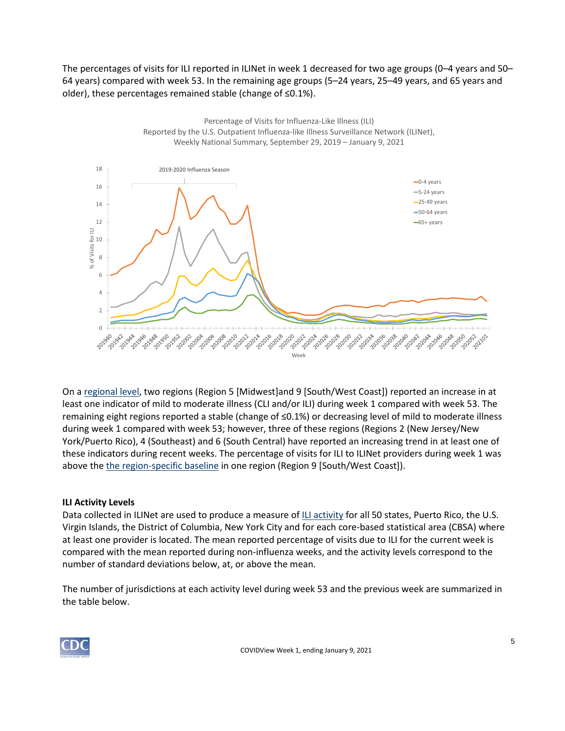The percentages of visits for ILI reported in ILINet in week 1 decreased for two age groups (0–4 years and 50–64 years) compared with week 53. In the remaining age groups (5–24 years, 25–49 years, and 65 years and older), these percentages remained stable (change of ≤0.1%).

Percentage of Visits for Influenza-Like Illness (ILI)
Reported by the U.S. Outpatient Influenza-like Illness Surveillance Network (ILINet),
Weekly National Summary, September 29, 2019 – January 9, 2021

2019-2020 Influenza Season

0-4 years
5-24 years
25-49 years
50-64 years
65+ years

% of Visits for ILI

0
2
4
6
8
10
12
14
16
18

201940 201942 201944 201946 201948 201950 201952 202002 202004 202006 202008 202010 202012 202014 202016 202018 202020 202022 202024 202026 202028 202030 202032 202034 202036 202038 202040 202042 202044 202046 202048 202050 202052 202101

Week

On a [regional level](https://www.cdc.gov/coronavirus/2019-ncov/covid-data/covidview/01082021/covid-like-illness.html), two regions (Region 5 [Midwest]and 9 [South/West Coast]) reported an increase in at least one indicator of mild to moderate illness (CLI and/or ILI) during week 1 compared with week 53. The remaining eight regions reported a stable (change of ≤0.1%) or decreasing level of mild to moderate illness during week 1 compared with week 53; however, three of these regions (Regions 2 (New Jersey/New York/Puerto Rico), 4 (Southeast) and 6 (South Central) have reported an increasing trend in at least one of these indicators during recent weeks. The percentage of visits for ILI to ILINet providers during week 1 was above the the region-specific baseline in one region (Region 9 [South/West Coast]).

**ILI Activity Levels**

Data collected in ILINet are used to produce a measure of ILI activity for all 50 states, Puerto Rico, the U.S. Virgin Islands, the District of Columbia, New York City and for each core-based statistical area (CBSA) where at least one provider is located. The mean reported percentage of visits due to ILI for the current week is compared with the mean reported during non-influenza weeks, and the activity levels correspond to the number of standard deviations below, at, or above the mean.

The number of jurisdictions at each activity level during week 53 and the previous week are summarized in the table below.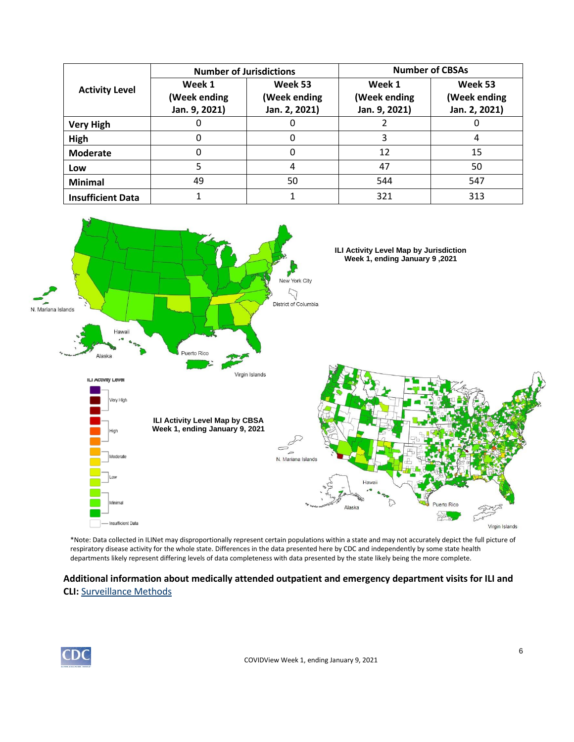| Activity Level | Number of Jurisdictions | | Number of CBSAs | |
|---|---|---|---|---|
| | Week 1 (Week ending Jan. 9, 2021) | Week 53 (Week ending Jan. 2, 2021) | Week 1 (Week ending Jan. 9, 2021) | Week 53 (Week ending Jan. 2, 2021) |
| **Very High** | 0 | 0 | 2 | 0 |
| **High** | 0 | 0 | 3 | 4 |
| **Moderate** | 0 | 0 | 12 | 15 |
| **Low** | 5 | 4 | 47 | 50 |
| **Minimal** | 49 | 50 | 544 | 547 |
| **Insufficient Data** | 1 | 1 | 321 | 313 |

ILI Activity Level Map by Jurisdiction
Week 1, ending January 9 ,2021

New York City
District of Columbia
N. Mariana Islands
Hawaii
Alaska
Puerto Rico
Virgin Islands

ILI Activity Level
Very High
High
Moderate
Low
Minimal
Insufficient Data

ILI Activity Level Map by CBSA
Week 1, ending January 9, 2021

N. Mariana Islands
Hawaii
Alaska
Puerto Rico
Virgin Islands

*Note: Data collected in ILINet may disproportionally represent certain populations within a state and may not accurately depict the full picture of respiratory disease activity for the whole state. Differences in the data presented here by CDC and independently by some state health departments likely represent differing levels of data completeness with data presented by the state likely being the more complete.

**Additional information about medically attended outpatient and emergency department visits for ILI and CLI:** Surveillance Methods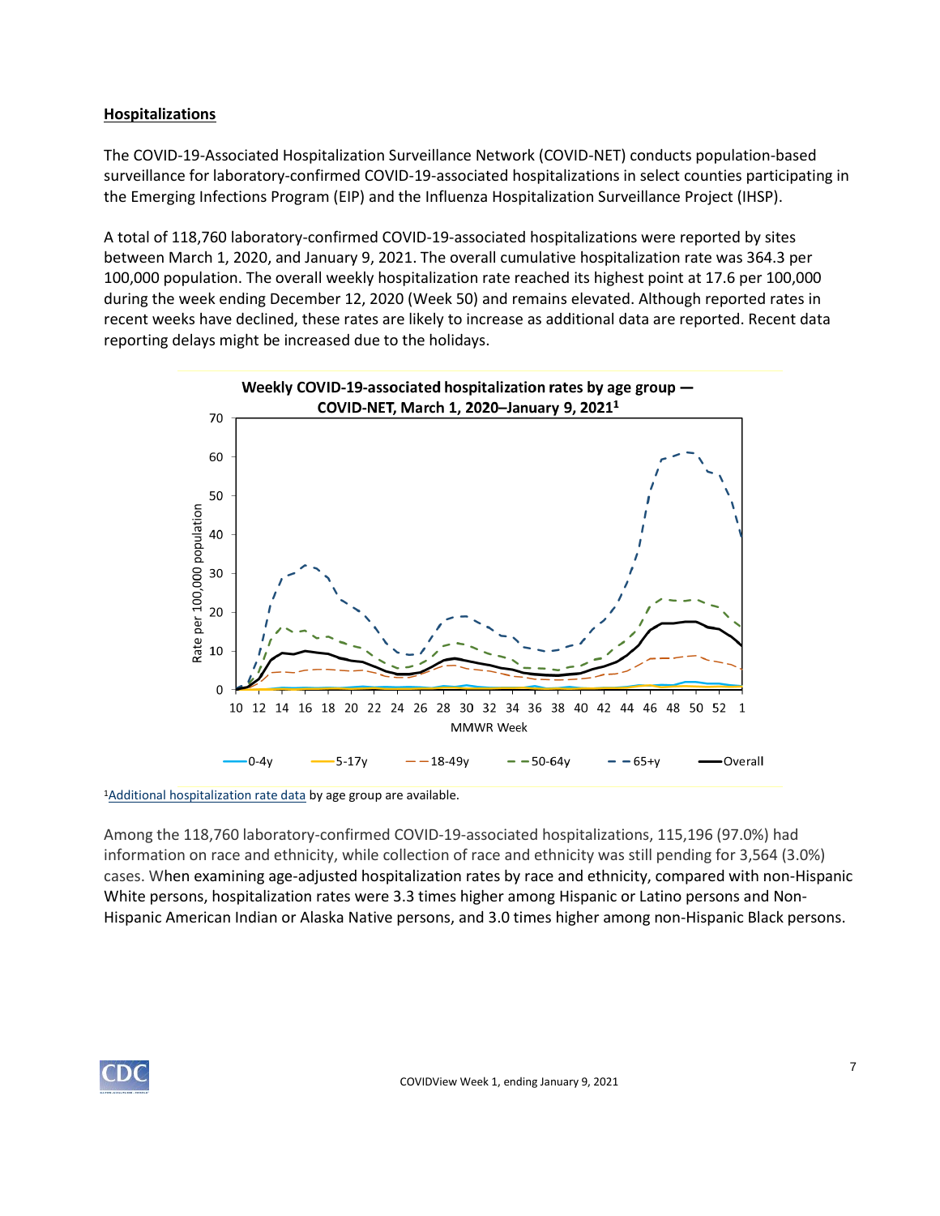## Hospitalizations

The COVID-19-Associated Hospitalization Surveillance Network (COVID-NET) conducts population-based surveillance for laboratory-confirmed COVID-19-associated hospitalizations in select counties participating in the Emerging Infections Program (EIP) and the Influenza Hospitalization Surveillance Project (IHSP).

A total of 118,760 laboratory-confirmed COVID-19-associated hospitalizations were reported by sites between March 1, 2020, and January 9, 2021. The overall cumulative hospitalization rate was 364.3 per 100,000 population. The overall weekly hospitalization rate reached its highest point at 17.6 per 100,000 during the week ending December 12, 2020 (Week 50) and remains elevated. Although reported rates in recent weeks have declined, these rates are likely to increase as additional data are reported. Recent data reporting delays might be increased due to the holidays.

**Weekly COVID-19-associated hospitalization rates by age group — COVID-NET, March 1, 2020–January 9, 2021[1]**

Rate per 100,000 population

0
10
20
30
40
50
60
70

MMWR Week

10 12 14 16 18 20 22 24 26 28 30 32 34 36 38 40 42 44 46 48 50 52 1

0-4y
5-17y
18-49y
50-64y
65+y
Overall

[1]Additional hospitalization rate data by age group are available.

Among the 118,760 laboratory-confirmed COVID-19-associated hospitalizations, 115,196 (97.0%) had information on race and ethnicity, while collection of race and ethnicity was still pending for 3,564 (3.0%) cases. When examining age-adjusted hospitalization rates by race and ethnicity, compared with non-Hispanic White persons, hospitalization rates were 3.3 times higher among Hispanic or Latino persons and Non-Hispanic American Indian or Alaska Native persons, and 3.0 times higher among non-Hispanic Black persons.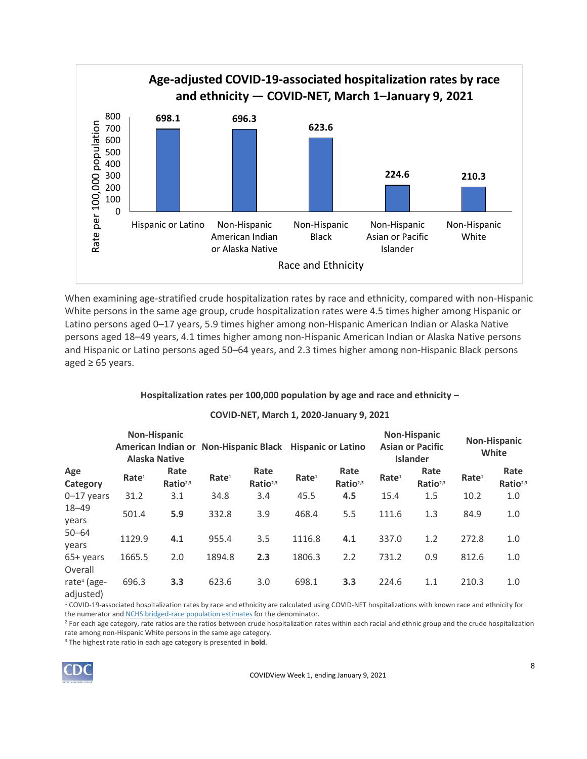Age-adjusted COVID-19-associated hospitalization rates by race and ethnicity — COVID-NET, March 1–January 9, 2021

Rate per 100,000 population

800
700
600
500
400
300
200
100
0

698.1
696.3
623.6
224.6
210.3

Hispanic or Latino
Non-Hispanic American Indian or Alaska Native
Non-Hispanic Black
Non-Hispanic Asian or Pacific Islander
Non-Hispanic White

Race and Ethnicity

When examining age-stratified crude hospitalization rates by race and ethnicity, compared with non-Hispanic White persons in the same age group, crude hospitalization rates were 4.5 times higher among Hispanic or Latino persons aged 0–17 years, 5.9 times higher among non-Hispanic American Indian or Alaska Native persons aged 18–49 years, 4.1 times higher among non-Hispanic American Indian or Alaska Native persons and Hispanic or Latino persons aged 50–64 years, and 2.3 times higher among non-Hispanic Black persons aged ≥ 65 years.

**Hospitalization rates per 100,000 population by age and race and ethnicity – COVID-NET, March 1, 2020-January 9, 2021**

| Age Category | Non-Hispanic American Indian or Alaska Native | | Non-Hispanic Black | | Hispanic or Latino | | Non-Hispanic Asian or Pacific Islander | | Non-Hispanic White | |
|---|---|---|---|---|---|---|---|---|---|---|
| | Rate[1] | Rate Ratio[2,3] | Rate[1] | Rate Ratio[2,3] | Rate[1] | Rate Ratio[2,3] | Rate[1] | Rate Ratio[2,3] | Rate[1] | Rate Ratio[2,3] |
| 0–17 years | 31.2 | 3.1 | 34.8 | 3.4 | 45.5 | **4.5** | 15.4 | 1.5 | 10.2 | 1.0 |
| 18–49 years | 501.4 | **5.9** | 332.8 | 3.9 | 468.4 | 5.5 | 111.6 | 1.3 | 84.9 | 1.0 |
| 50–64 years | 1129.9 | **4.1** | 955.4 | 3.5 | 1116.8 | **4.1** | 337.0 | 1.2 | 272.8 | 1.0 |
| 65+ years | 1665.5 | 2.0 | 1894.8 | **2.3** | 1806.3 | 2.2 | 731.2 | 0.9 | 812.6 | 1.0 |
| Overall rate[4] (age-adjusted) | 696.3 | **3.3** | 623.6 | 3.0 | 698.1 | **3.3** | 224.6 | 1.1 | 210.3 | 1.0 |

[1] COVID-19-associated hospitalization rates by race and ethnicity are calculated using COVID-NET hospitalizations with known race and ethnicity for the numerator and NCHS bridged-race population estimates for the denominator.

[2] For each age category, rate ratios are the ratios between crude hospitalization rates within each racial and ethnic group and the crude hospitalization rate among non-Hispanic White persons in the same age category.

[3] The highest rate ratio in each age category is presented in **bold**.

COVIDView Week 1, ending January 9, 2021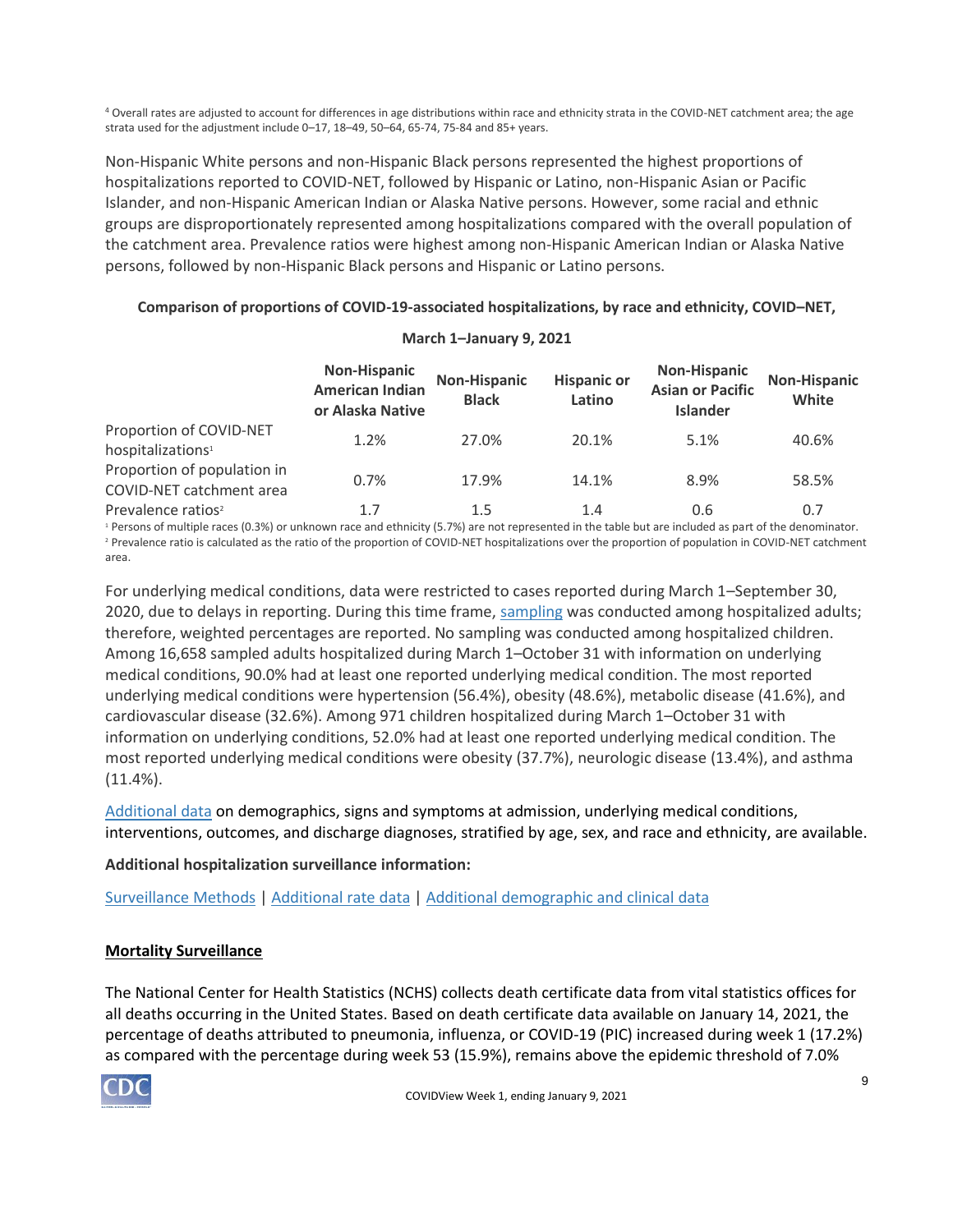[4] Overall rates are adjusted to account for differences in age distributions within race and ethnicity strata in the COVID-NET catchment area; the age strata used for the adjustment include 0–17, 18–49, 50–64, 65-74, 75-84 and 85+ years.

Non-Hispanic White persons and non-Hispanic Black persons represented the highest proportions of hospitalizations reported to COVID-NET, followed by Hispanic or Latino, non-Hispanic Asian or Pacific Islander, and non-Hispanic American Indian or Alaska Native persons. However, some racial and ethnic groups are disproportionately represented among hospitalizations compared with the overall population of the catchment area. Prevalence ratios were highest among non-Hispanic American Indian or Alaska Native persons, followed by non-Hispanic Black persons and Hispanic or Latino persons.

**Comparison of proportions of COVID-19-associated hospitalizations, by race and ethnicity, COVID–NET, March 1–January 9, 2021**

| | Non-Hispanic American Indian or Alaska Native | Non-Hispanic Black | Hispanic or Latino | Non-Hispanic Asian or Pacific Islander | Non-Hispanic White |
|---|---|---|---|---|---|
| Proportion of COVID-NET hospitalizations[1] | 1.2% | 27.0% | 20.1% | 5.1% | 40.6% |
| Proportion of population in COVID-NET catchment area | 0.7% | 17.9% | 14.1% | 8.9% | 58.5% |
| Prevalence ratios[2] | 1.7 | 1.5 | 1.4 | 0.6 | 0.7 |

[1] Persons of multiple races (0.3%) or unknown race and ethnicity (5.7%) are not represented in the table but are included as part of the denominator.
[2] Prevalence ratio is calculated as the ratio of the proportion of COVID-NET hospitalizations over the proportion of population in COVID-NET catchment area.

For underlying medical conditions, data were restricted to cases reported during March 1–September 30, 2020, due to delays in reporting. During this time frame, sampling was conducted among hospitalized adults; therefore, weighted percentages are reported. No sampling was conducted among hospitalized children. Among 16,658 sampled adults hospitalized during March 1–October 31 with information on underlying medical conditions, 90.0% had at least one reported underlying medical condition. The most reported underlying medical conditions were hypertension (56.4%), obesity (48.6%), metabolic disease (41.6%), and cardiovascular disease (32.6%). Among 971 children hospitalized during March 1–October 31 with information on underlying conditions, 52.0% had at least one reported underlying medical condition. The most reported underlying medical conditions were obesity (37.7%), neurologic disease (13.4%), and asthma (11.4%).

Additional data on demographics, signs and symptoms at admission, underlying medical conditions, interventions, outcomes, and discharge diagnoses, stratified by age, sex, and race and ethnicity, are available.

**Additional hospitalization surveillance information:**

Surveillance Methods | Additional rate data | Additional demographic and clinical data

**Mortality Surveillance**

The National Center for Health Statistics (NCHS) collects death certificate data from vital statistics offices for all deaths occurring in the United States. Based on death certificate data available on January 14, 2021, the percentage of deaths attributed to pneumonia, influenza, or COVID-19 (PIC) increased during week 1 (17.2%) as compared with the percentage during week 53 (15.9%), remains above the epidemic threshold of 7.0%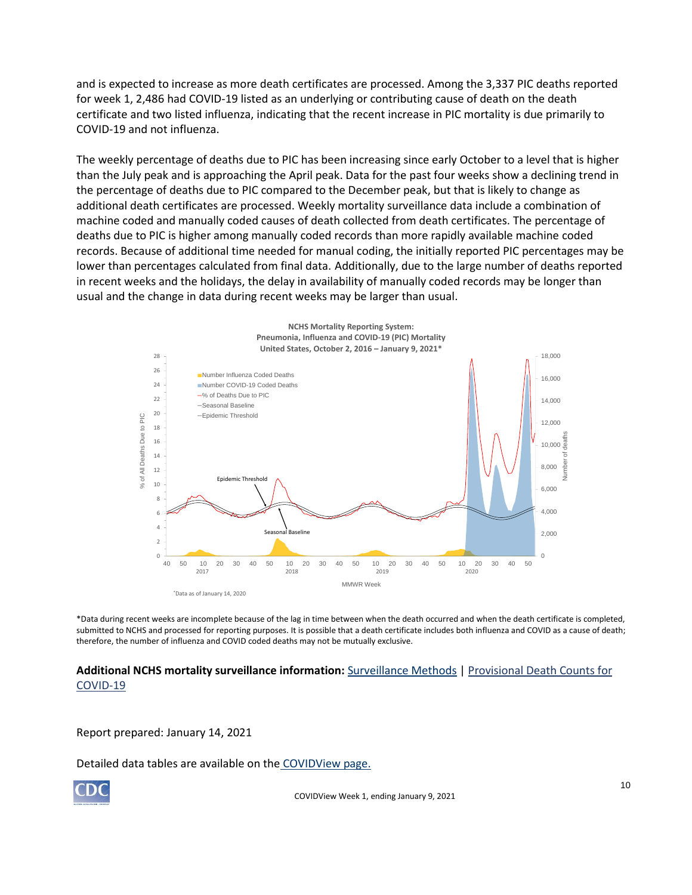and is expected to increase as more death certificates are processed. Among the 3,337 PIC deaths reported for week 1, 2,486 had COVID-19 listed as an underlying or contributing cause of death on the death certificate and two listed influenza, indicating that the recent increase in PIC mortality is due primarily to COVID-19 and not influenza.

The weekly percentage of deaths due to PIC has been increasing since early October to a level that is higher than the July peak and is approaching the April peak. Data for the past four weeks show a declining trend in the percentage of deaths due to PIC compared to the December peak, but that is likely to change as additional death certificates are processed. Weekly mortality surveillance data include a combination of machine coded and manually coded causes of death collected from death certificates. The percentage of deaths due to PIC is higher among manually coded records than more rapidly available machine coded records. Because of additional time needed for manual coding, the initially reported PIC percentages may be lower than percentages calculated from final data. Additionally, due to the large number of deaths reported in recent weeks and the holidays, the delay in availability of manually coded records may be longer than usual and the change in data during recent weeks may be larger than usual.

**NCHS Mortality Reporting System:**
**Pneumonia, Influenza and COVID-19 (PIC) Mortality**
**United States, October 2, 2016 – January 9, 2021***

Number Influenza Coded Deaths
Number COVID-19 Coded Deaths
% of Deaths Due to PIC
Seasonal Baseline
Epidemic Threshold

Epidemic Threshold
Seasonal Baseline

% of All Deaths Due to PIC
0 2 4 6 8 10 12 14 16 18 20 22 24 26 28

Number of deaths
0 2,000 4,000 6,000 8,000 10,000 12,000 14,000 16,000 18,000

40 50 10 20 30 40 50 10 20 30 40 50 10 20 30 40 50 10 20 30 40 50
2017 2018 2019 2020

MMWR Week

*Data as of January 14, 2020

*Data during recent weeks are incomplete because of the lag in time between when the death occurred and when the death certificate is completed, submitted to NCHS and processed for reporting purposes. It is possible that a death certificate includes both influenza and COVID as a cause of death; therefore, the number of influenza and COVID coded deaths may not be mutually exclusive.

**Additional NCHS mortality surveillance information:** Surveillance Methods | Provisional Death Counts for COVID-19

Report prepared: January 14, 2021

Detailed data tables are available on the COVIDView page.